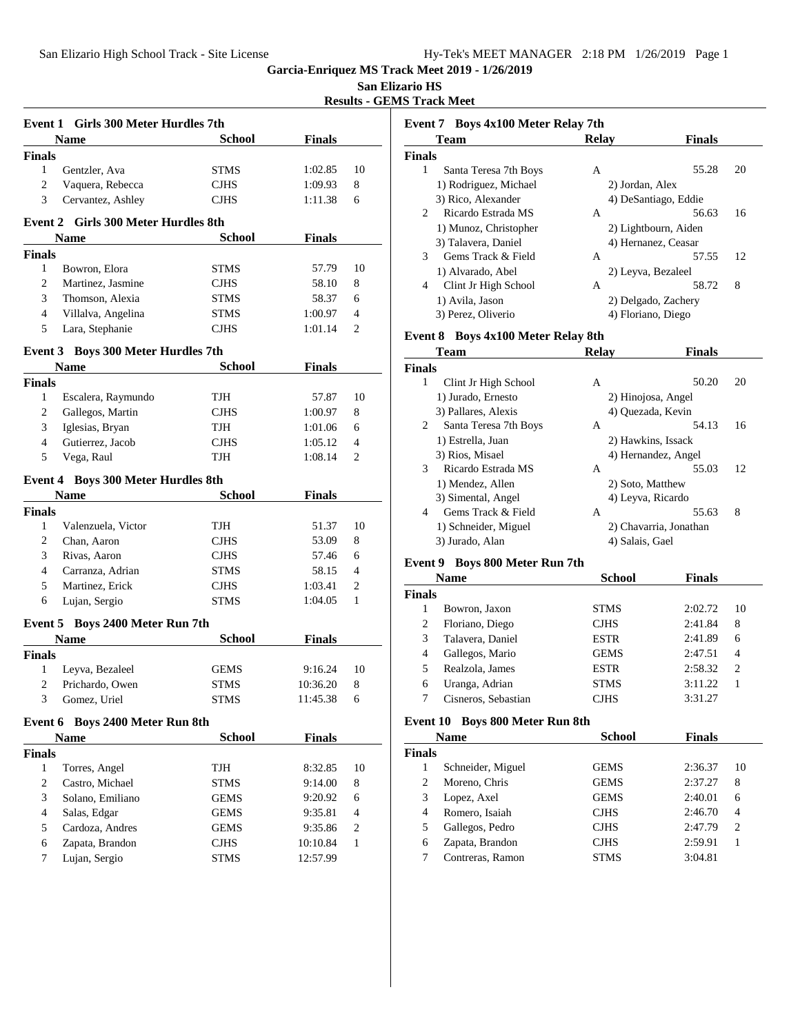**Garcia-Enriquez MS Track Meet 2019 - 1/26/2019**

**San Elizario HS**

**Results - GEMS Track Meet**

### Event 1 Girls 300 Meter Hurdles 7th

| | Name | School | Finals | |
|---|---|---|---|---|
| **Finals** | | | | |
| 1 | Gentzler, Ava | STMS | 1:02.85 | 10 |
| 2 | Vaquera, Rebecca | CJHS | 1:09.93 | 8 |
| 3 | Cervantez, Ashley | CJHS | 1:11.38 | 6 |

### Event 2 Girls 300 Meter Hurdles 8th

| | Name | School | Finals | |
|---|---|---|---|---|
| **Finals** | | | | |
| 1 | Bowron, Elora | STMS | 57.79 | 10 |
| 2 | Martinez, Jasmine | CJHS | 58.10 | 8 |
| 3 | Thomson, Alexia | STMS | 58.37 | 6 |
| 4 | Villalva, Angelina | STMS | 1:00.97 | 4 |
| 5 | Lara, Stephanie | CJHS | 1:01.14 | 2 |

### Event 3 Boys 300 Meter Hurdles 7th

| | Name | School | Finals | |
|---|---|---|---|---|
| **Finals** | | | | |
| 1 | Escalera, Raymundo | TJH | 57.87 | 10 |
| 2 | Gallegos, Martin | CJHS | 1:00.97 | 8 |
| 3 | Iglesias, Bryan | TJH | 1:01.06 | 6 |
| 4 | Gutierrez, Jacob | CJHS | 1:05.12 | 4 |
| 5 | Vega, Raul | TJH | 1:08.14 | 2 |

### Event 4 Boys 300 Meter Hurdles 8th

| | Name | School | Finals | |
|---|---|---|---|---|
| **Finals** | | | | |
| 1 | Valenzuela, Victor | TJH | 51.37 | 10 |
| 2 | Chan, Aaron | CJHS | 53.09 | 8 |
| 3 | Rivas, Aaron | CJHS | 57.46 | 6 |
| 4 | Carranza, Adrian | STMS | 58.15 | 4 |
| 5 | Martinez, Erick | CJHS | 1:03.41 | 2 |
| 6 | Lujan, Sergio | STMS | 1:04.05 | 1 |

### Event 5 Boys 2400 Meter Run 7th

| | Name | School | Finals | |
|---|---|---|---|---|
| **Finals** | | | | |
| 1 | Leyva, Bezaleel | GEMS | 9:16.24 | 10 |
| 2 | Prichardo, Owen | STMS | 10:36.20 | 8 |
| 3 | Gomez, Uriel | STMS | 11:45.38 | 6 |

### Event 6 Boys 2400 Meter Run 8th

| | Name | School | Finals | |
|---|---|---|---|---|
| **Finals** | | | | |
| 1 | Torres, Angel | TJH | 8:32.85 | 10 |
| 2 | Castro, Michael | STMS | 9:14.00 | 8 |
| 3 | Solano, Emiliano | GEMS | 9:20.92 | 6 |
| 4 | Salas, Edgar | GEMS | 9:35.81 | 4 |
| 5 | Cardoza, Andres | GEMS | 9:35.86 | 2 |
| 6 | Zapata, Brandon | CJHS | 10:10.84 | 1 |
| 7 | Lujan, Sergio | STMS | 12:57.99 | |

### Event 7 Boys 4x100 Meter Relay 7th

| | Team | Relay | Finals | |
|---|---|---|---|---|
| **Finals** | | | | |
| 1 | Santa Teresa 7th Boys | A | 55.28 | 20 |
| | 1) Rodriguez, Michael | 2) Jordan, Alex | | |
| | 3) Rico, Alexander | 4) DeSantiago, Eddie | | |
| 2 | Ricardo Estrada MS | A | 56.63 | 16 |
| | 1) Munoz, Christopher | 2) Lightbourn, Aiden | | |
| | 3) Talavera, Daniel | 4) Hernanez, Ceasar | | |
| 3 | Gems Track & Field | A | 57.55 | 12 |
| | 1) Alvarado, Abel | 2) Leyva, Bezaleel | | |
| 4 | Clint Jr High School | A | 58.72 | 8 |
| | 1) Avila, Jason | 2) Delgado, Zachery | | |
| | 3) Perez, Oliverio | 4) Floriano, Diego | | |

### Event 8 Boys 4x100 Meter Relay 8th

| | Team | Relay | Finals | |
|---|---|---|---|---|
| **Finals** | | | | |
| 1 | Clint Jr High School | A | 50.20 | 20 |
| | 1) Jurado, Ernesto | 2) Hinojosa, Angel | | |
| | 3) Pallares, Alexis | 4) Quezada, Kevin | | |
| 2 | Santa Teresa 7th Boys | A | 54.13 | 16 |
| | 1) Estrella, Juan | 2) Hawkins, Issack | | |
| | 3) Rios, Misael | 4) Hernandez, Angel | | |
| 3 | Ricardo Estrada MS | A | 55.03 | 12 |
| | 1) Mendez, Allen | 2) Soto, Matthew | | |
| | 3) Simental, Angel | 4) Leyva, Ricardo | | |
| 4 | Gems Track & Field | A | 55.63 | 8 |
| | 1) Schneider, Miguel | 2) Chavarria, Jonathan | | |
| | 3) Jurado, Alan | 4) Salais, Gael | | |

### Event 9 Boys 800 Meter Run 7th

| | Name | School | Finals | |
|---|---|---|---|---|
| **Finals** | | | | |
| 1 | Bowron, Jaxon | STMS | 2:02.72 | 10 |
| 2 | Floriano, Diego | CJHS | 2:41.84 | 8 |
| 3 | Talavera, Daniel | ESTR | 2:41.89 | 6 |
| 4 | Gallegos, Mario | GEMS | 2:47.51 | 4 |
| 5 | Realzola, James | ESTR | 2:58.32 | 2 |
| 6 | Uranga, Adrian | STMS | 3:11.22 | 1 |
| 7 | Cisneros, Sebastian | CJHS | 3:31.27 | |

### Event 10 Boys 800 Meter Run 8th

| | Name | School | Finals | |
|---|---|---|---|---|
| **Finals** | | | | |
| 1 | Schneider, Miguel | GEMS | 2:36.37 | 10 |
| 2 | Moreno, Chris | GEMS | 2:37.27 | 8 |
| 3 | Lopez, Axel | GEMS | 2:40.01 | 6 |
| 4 | Romero, Isaiah | CJHS | 2:46.70 | 4 |
| 5 | Gallegos, Pedro | CJHS | 2:47.79 | 2 |
| 6 | Zapata, Brandon | CJHS | 2:59.91 | 1 |
| 7 | Contreras, Ramon | STMS | 3:04.81 | |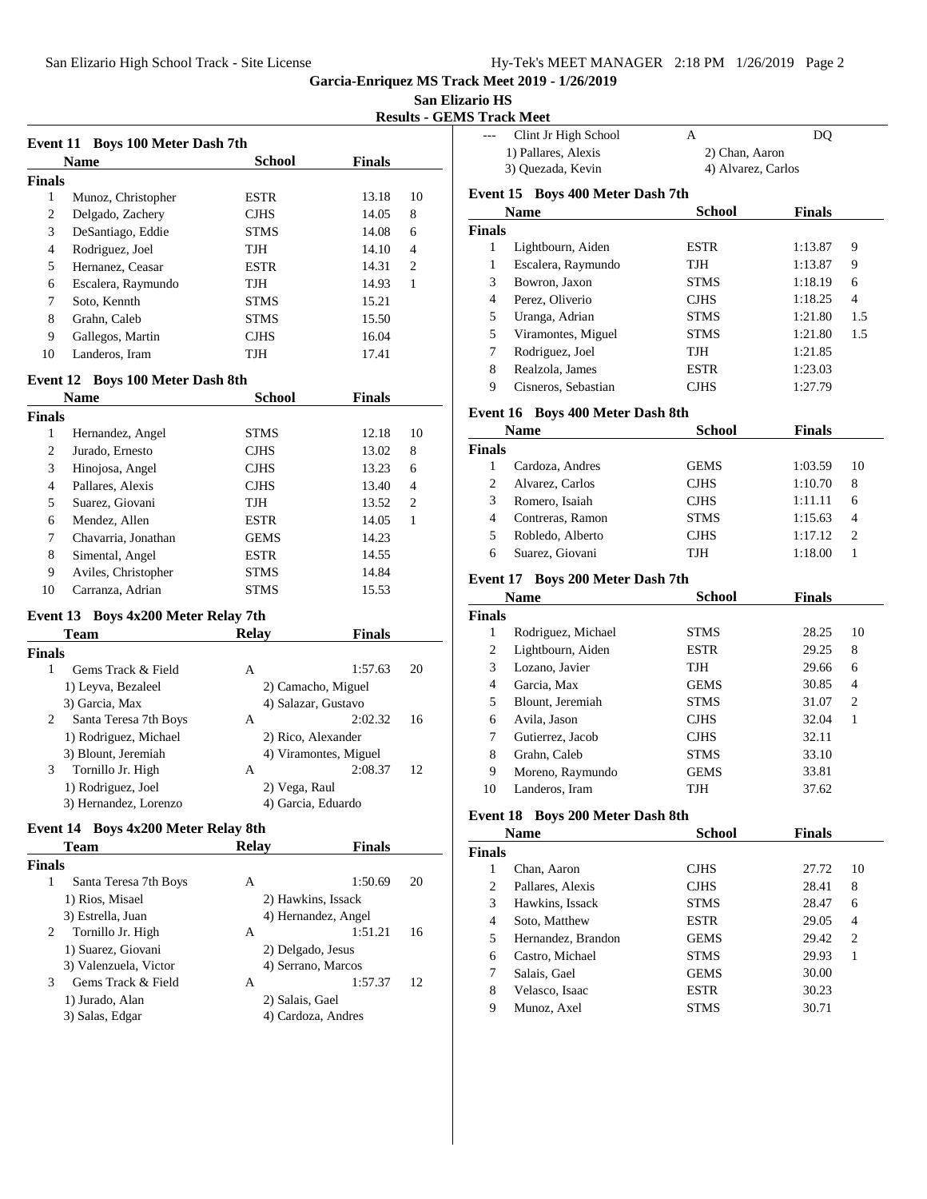**Garcia-Enriquez MS Track Meet 2019 - 1/26/2019**

**San Elizario HS**

**Results - GEMS Track Meet**

### Event 11 Boys 100 Meter Dash 7th

| | Name | School | Finals | |
|---|---|---|---|---|
| **Finals** | | | | |
| 1 | Munoz, Christopher | ESTR | 13.18 | 10 |
| 2 | Delgado, Zachery | CJHS | 14.05 | 8 |
| 3 | DeSantiago, Eddie | STMS | 14.08 | 6 |
| 4 | Rodriguez, Joel | TJH | 14.10 | 4 |
| 5 | Hernanez, Ceasar | ESTR | 14.31 | 2 |
| 6 | Escalera, Raymundo | TJH | 14.93 | 1 |
| 7 | Soto, Kennth | STMS | 15.21 | |
| 8 | Grahn, Caleb | STMS | 15.50 | |
| 9 | Gallegos, Martin | CJHS | 16.04 | |
| 10 | Landeros, Iram | TJH | 17.41 | |

### Event 12 Boys 100 Meter Dash 8th

| | Name | School | Finals | |
|---|---|---|---|---|
| **Finals** | | | | |
| 1 | Hernandez, Angel | STMS | 12.18 | 10 |
| 2 | Jurado, Ernesto | CJHS | 13.02 | 8 |
| 3 | Hinojosa, Angel | CJHS | 13.23 | 6 |
| 4 | Pallares, Alexis | CJHS | 13.40 | 4 |
| 5 | Suarez, Giovani | TJH | 13.52 | 2 |
| 6 | Mendez, Allen | ESTR | 14.05 | 1 |
| 7 | Chavarria, Jonathan | GEMS | 14.23 | |
| 8 | Simental, Angel | ESTR | 14.55 | |
| 9 | Aviles, Christopher | STMS | 14.84 | |
| 10 | Carranza, Adrian | STMS | 15.53 | |

### Event 13 Boys 4x200 Meter Relay 7th

| | Team | Relay | Finals | |
|---|---|---|---|---|
| **Finals** | | | | |
| 1 | Gems Track & Field | A | 1:57.63 | 20 |
| | 1) Leyva, Bezaleel | 2) Camacho, Miguel | | |
| | 3) Garcia, Max | 4) Salazar, Gustavo | | |
| 2 | Santa Teresa 7th Boys | A | 2:02.32 | 16 |
| | 1) Rodriguez, Michael | 2) Rico, Alexander | | |
| | 3) Blount, Jeremiah | 4) Viramontes, Miguel | | |
| 3 | Tornillo Jr. High | A | 2:08.37 | 12 |
| | 1) Rodriguez, Joel | 2) Vega, Raul | | |
| | 3) Hernandez, Lorenzo | 4) Garcia, Eduardo | | |

### Event 14 Boys 4x200 Meter Relay 8th

| | Team | Relay | Finals | |
|---|---|---|---|---|
| **Finals** | | | | |
| 1 | Santa Teresa 7th Boys | A | 1:50.69 | 20 |
| | 1) Rios, Misael | 2) Hawkins, Issack | | |
| | 3) Estrella, Juan | 4) Hernandez, Angel | | |
| 2 | Tornillo Jr. High | A | 1:51.21 | 16 |
| | 1) Suarez, Giovani | 2) Delgado, Jesus | | |
| | 3) Valenzuela, Victor | 4) Serrano, Marcos | | |
| 3 | Gems Track & Field | A | 1:57.37 | 12 |
| | 1) Jurado, Alan | 2) Salais, Gael | | |
| | 3) Salas, Edgar | 4) Cardoza, Andres | | |
| --- | Clint Jr High School | A | DQ | |
| | 1) Pallares, Alexis | 2) Chan, Aaron | | |
| | 3) Quezada, Kevin | 4) Alvarez, Carlos | | |

### Event 15 Boys 400 Meter Dash 7th

| | Name | School | Finals | |
|---|---|---|---|---|
| **Finals** | | | | |
| 1 | Lightbourn, Aiden | ESTR | 1:13.87 | 9 |
| 1 | Escalera, Raymundo | TJH | 1:13.87 | 9 |
| 3 | Bowron, Jaxon | STMS | 1:18.19 | 6 |
| 4 | Perez, Oliverio | CJHS | 1:18.25 | 4 |
| 5 | Uranga, Adrian | STMS | 1:21.80 | 1.5 |
| 5 | Viramontes, Miguel | STMS | 1:21.80 | 1.5 |
| 7 | Rodriguez, Joel | TJH | 1:21.85 | |
| 8 | Realzola, James | ESTR | 1:23.03 | |
| 9 | Cisneros, Sebastian | CJHS | 1:27.79 | |

### Event 16 Boys 400 Meter Dash 8th

| | Name | School | Finals | |
|---|---|---|---|---|
| **Finals** | | | | |
| 1 | Cardoza, Andres | GEMS | 1:03.59 | 10 |
| 2 | Alvarez, Carlos | CJHS | 1:10.70 | 8 |
| 3 | Romero, Isaiah | CJHS | 1:11.11 | 6 |
| 4 | Contreras, Ramon | STMS | 1:15.63 | 4 |
| 5 | Robledo, Alberto | CJHS | 1:17.12 | 2 |
| 6 | Suarez, Giovani | TJH | 1:18.00 | 1 |

### Event 17 Boys 200 Meter Dash 7th

| | Name | School | Finals | |
|---|---|---|---|---|
| **Finals** | | | | |
| 1 | Rodriguez, Michael | STMS | 28.25 | 10 |
| 2 | Lightbourn, Aiden | ESTR | 29.25 | 8 |
| 3 | Lozano, Javier | TJH | 29.66 | 6 |
| 4 | Garcia, Max | GEMS | 30.85 | 4 |
| 5 | Blount, Jeremiah | STMS | 31.07 | 2 |
| 6 | Avila, Jason | CJHS | 32.04 | 1 |
| 7 | Gutierrez, Jacob | CJHS | 32.11 | |
| 8 | Grahn, Caleb | STMS | 33.10 | |
| 9 | Moreno, Raymundo | GEMS | 33.81 | |
| 10 | Landeros, Iram | TJH | 37.62 | |

### Event 18 Boys 200 Meter Dash 8th

| | Name | School | Finals | |
|---|---|---|---|---|
| **Finals** | | | | |
| 1 | Chan, Aaron | CJHS | 27.72 | 10 |
| 2 | Pallares, Alexis | CJHS | 28.41 | 8 |
| 3 | Hawkins, Issack | STMS | 28.47 | 6 |
| 4 | Soto, Matthew | ESTR | 29.05 | 4 |
| 5 | Hernandez, Brandon | GEMS | 29.42 | 2 |
| 6 | Castro, Michael | STMS | 29.93 | 1 |
| 7 | Salais, Gael | GEMS | 30.00 | |
| 8 | Velasco, Isaac | ESTR | 30.23 | |
| 9 | Munoz, Axel | STMS | 30.71 | |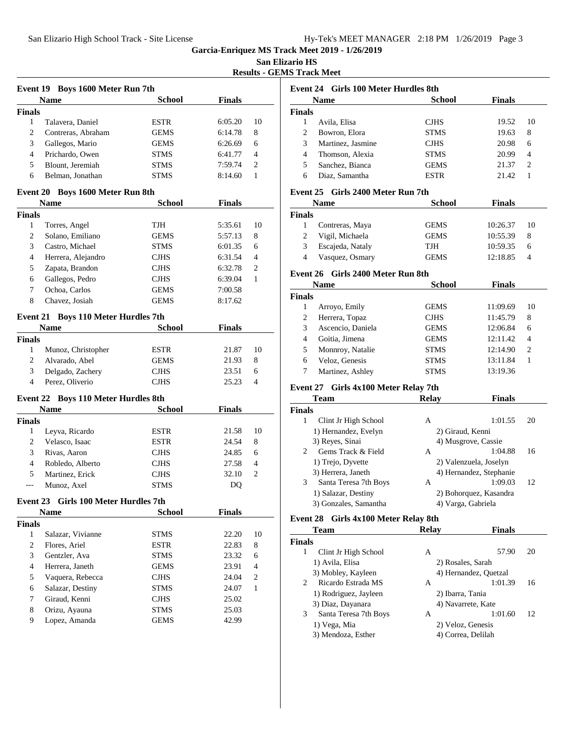**Garcia-Enriquez MS Track Meet 2019 - 1/26/2019**

**San Elizario HS**

**Results - GEMS Track Meet**

### Event 19 Boys 1600 Meter Run 7th

| | Name | School | Finals | |
|---|---|---|---|---|
| **Finals** | | | | |
| 1 | Talavera, Daniel | ESTR | 6:05.20 | 10 |
| 2 | Contreras, Abraham | GEMS | 6:14.78 | 8 |
| 3 | Gallegos, Mario | GEMS | 6:26.69 | 6 |
| 4 | Prichardo, Owen | STMS | 6:41.77 | 4 |
| 5 | Blount, Jeremiah | STMS | 7:59.74 | 2 |
| 6 | Belman, Jonathan | STMS | 8:14.60 | 1 |

### Event 20 Boys 1600 Meter Run 8th

| | Name | School | Finals | |
|---|---|---|---|---|
| **Finals** | | | | |
| 1 | Torres, Angel | TJH | 5:35.61 | 10 |
| 2 | Solano, Emiliano | GEMS | 5:57.13 | 8 |
| 3 | Castro, Michael | STMS | 6:01.35 | 6 |
| 4 | Herrera, Alejandro | CJHS | 6:31.54 | 4 |
| 5 | Zapata, Brandon | CJHS | 6:32.78 | 2 |
| 6 | Gallegos, Pedro | CJHS | 6:39.04 | 1 |
| 7 | Ochoa, Carlos | GEMS | 7:00.58 | |
| 8 | Chavez, Josiah | GEMS | 8:17.62 | |

### Event 21 Boys 110 Meter Hurdles 7th

| | Name | School | Finals | |
|---|---|---|---|---|
| **Finals** | | | | |
| 1 | Munoz, Christopher | ESTR | 21.87 | 10 |
| 2 | Alvarado, Abel | GEMS | 21.93 | 8 |
| 3 | Delgado, Zachery | CJHS | 23.51 | 6 |
| 4 | Perez, Oliverio | CJHS | 25.23 | 4 |

### Event 22 Boys 110 Meter Hurdles 8th

| | Name | School | Finals | |
|---|---|---|---|---|
| **Finals** | | | | |
| 1 | Leyva, Ricardo | ESTR | 21.58 | 10 |
| 2 | Velasco, Isaac | ESTR | 24.54 | 8 |
| 3 | Rivas, Aaron | CJHS | 24.85 | 6 |
| 4 | Robledo, Alberto | CJHS | 27.58 | 4 |
| 5 | Martinez, Erick | CJHS | 32.10 | 2 |
| --- | Munoz, Axel | STMS | DQ | |

### Event 23 Girls 100 Meter Hurdles 7th

| | Name | School | Finals | |
|---|---|---|---|---|
| **Finals** | | | | |
| 1 | Salazar, Vivianne | STMS | 22.20 | 10 |
| 2 | Flores, Ariel | ESTR | 22.83 | 8 |
| 3 | Gentzler, Ava | STMS | 23.32 | 6 |
| 4 | Herrera, Janeth | GEMS | 23.91 | 4 |
| 5 | Vaquera, Rebecca | CJHS | 24.04 | 2 |
| 6 | Salazar, Destiny | STMS | 24.07 | 1 |
| 7 | Giraud, Kenni | CJHS | 25.02 | |
| 8 | Orizu, Ayauna | STMS | 25.03 | |
| 9 | Lopez, Amanda | GEMS | 42.99 | |

### Event 24 Girls 100 Meter Hurdles 8th

| | Name | School | Finals | |
|---|---|---|---|---|
| **Finals** | | | | |
| 1 | Avila, Elisa | CJHS | 19.52 | 10 |
| 2 | Bowron, Elora | STMS | 19.63 | 8 |
| 3 | Martinez, Jasmine | CJHS | 20.98 | 6 |
| 4 | Thomson, Alexia | STMS | 20.99 | 4 |
| 5 | Sanchez, Bianca | GEMS | 21.37 | 2 |
| 6 | Diaz, Samantha | ESTR | 21.42 | 1 |

### Event 25 Girls 2400 Meter Run 7th

| | Name | School | Finals | |
|---|---|---|---|---|
| **Finals** | | | | |
| 1 | Contreras, Maya | GEMS | 10:26.37 | 10 |
| 2 | Vigil, Michaela | GEMS | 10:55.39 | 8 |
| 3 | Escajeda, Nataly | TJH | 10:59.35 | 6 |
| 4 | Vasquez, Osmary | GEMS | 12:18.85 | 4 |

### Event 26 Girls 2400 Meter Run 8th

| | Name | School | Finals | |
|---|---|---|---|---|
| **Finals** | | | | |
| 1 | Arroyo, Emily | GEMS | 11:09.69 | 10 |
| 2 | Herrera, Topaz | CJHS | 11:45.79 | 8 |
| 3 | Ascencio, Daniela | GEMS | 12:06.84 | 6 |
| 4 | Goitia, Jimena | GEMS | 12:11.42 | 4 |
| 5 | Monnroy, Natalie | STMS | 12:14.90 | 2 |
| 6 | Veloz, Genesis | STMS | 13:11.84 | 1 |
| 7 | Martinez, Ashley | STMS | 13:19.36 | |

### Event 27 Girls 4x100 Meter Relay 7th

| | Team | Relay | Finals | |
|---|---|---|---|---|
| **Finals** | | | | |
| 1 | Clint Jr High School | A | 1:01.55 | 20 |
| | 1) Hernandez, Evelyn | 2) Giraud, Kenni | | |
| | 3) Reyes, Sinai | 4) Musgrove, Cassie | | |
| 2 | Gems Track & Field | A | 1:04.88 | 16 |
| | 1) Trejo, Dyvette | 2) Valenzuela, Joselyn | | |
| | 3) Herrera, Janeth | 4) Hernandez, Stephanie | | |
| 3 | Santa Teresa 7th Boys | A | 1:09.03 | 12 |
| | 1) Salazar, Destiny | 2) Bohorquez, Kasandra | | |
| | 3) Gonzales, Samantha | 4) Varga, Gabriela | | |

### Event 28 Girls 4x100 Meter Relay 8th

| | Team | Relay | Finals | |
|---|---|---|---|---|
| **Finals** | | | | |
| 1 | Clint Jr High School | A | 57.90 | 20 |
| | 1) Avila, Elisa | 2) Rosales, Sarah | | |
| | 3) Mobley, Kayleen | 4) Hernandez, Quetzal | | |
| 2 | Ricardo Estrada MS | A | 1:01.39 | 16 |
| | 1) Rodriguez, Jayleen | 2) Ibarra, Tania | | |
| | 3) Diaz, Dayanara | 4) Navarrete, Kate | | |
| 3 | Santa Teresa 7th Boys | A | 1:01.60 | 12 |
| | 1) Vega, Mia | 2) Veloz, Genesis | | |
| | 3) Mendoza, Esther | 4) Correa, Delilah | | |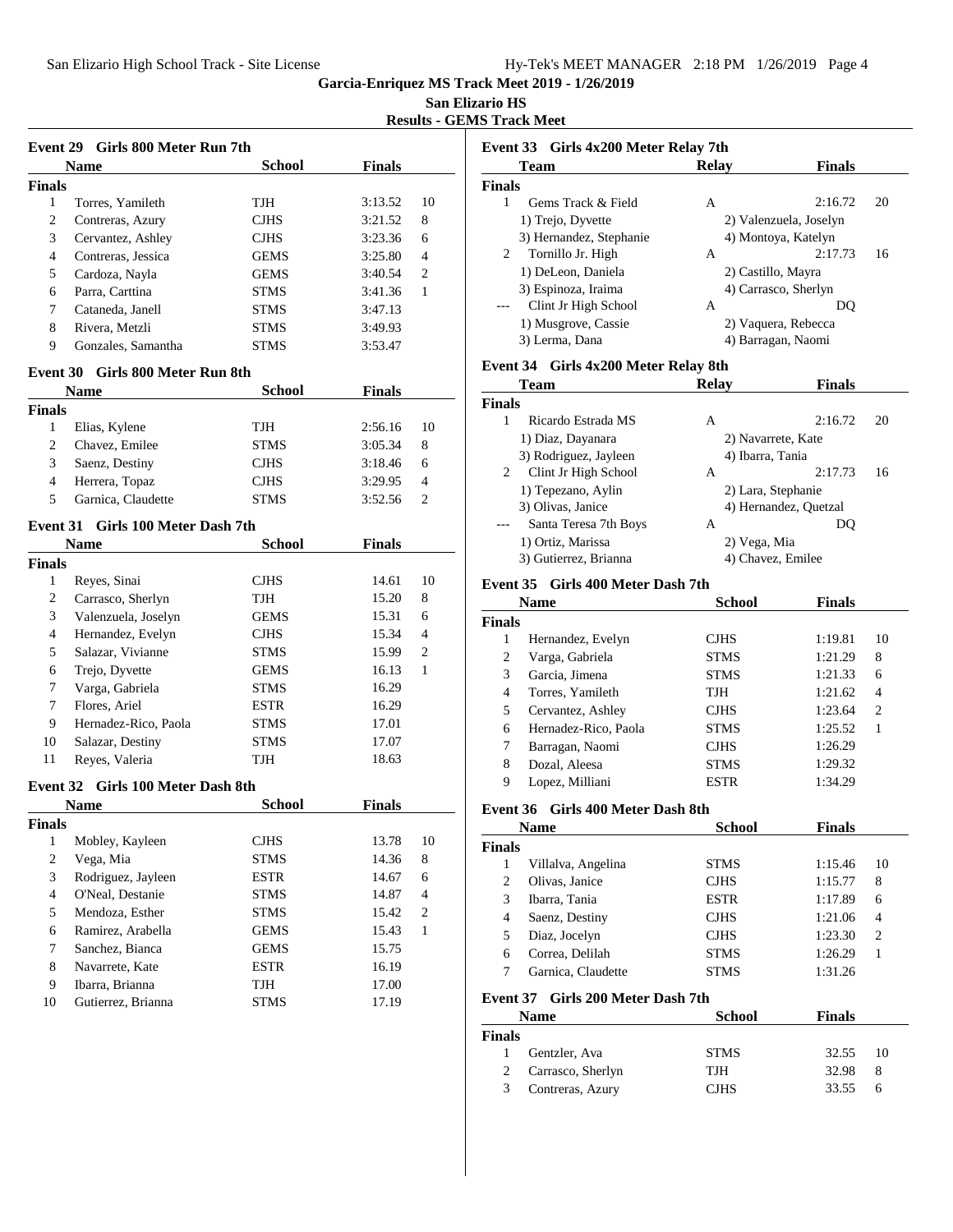# Garcia-Enriquez MS Track Meet 2019 - 1/26/2019

**San Elizario HS**

**Results - GEMS Track Meet**

### Event 29 Girls 800 Meter Run 7th

| | Name | School | Finals | |
|---|---|---|---|---|
| **Finals** | | | | |
| 1 | Torres, Yamileth | TJH | 3:13.52 | 10 |
| 2 | Contreras, Azury | CJHS | 3:21.52 | 8 |
| 3 | Cervantez, Ashley | CJHS | 3:23.36 | 6 |
| 4 | Contreras, Jessica | GEMS | 3:25.80 | 4 |
| 5 | Cardoza, Nayla | GEMS | 3:40.54 | 2 |
| 6 | Parra, Carttina | STMS | 3:41.36 | 1 |
| 7 | Cataneda, Janell | STMS | 3:47.13 | |
| 8 | Rivera, Metzli | STMS | 3:49.93 | |
| 9 | Gonzales, Samantha | STMS | 3:53.47 | |

### Event 30 Girls 800 Meter Run 8th

| | Name | School | Finals | |
|---|---|---|---|---|
| **Finals** | | | | |
| 1 | Elias, Kylene | TJH | 2:56.16 | 10 |
| 2 | Chavez, Emilee | STMS | 3:05.34 | 8 |
| 3 | Saenz, Destiny | CJHS | 3:18.46 | 6 |
| 4 | Herrera, Topaz | CJHS | 3:29.95 | 4 |
| 5 | Garnica, Claudette | STMS | 3:52.56 | 2 |

### Event 31 Girls 100 Meter Dash 7th

| | Name | School | Finals | |
|---|---|---|---|---|
| **Finals** | | | | |
| 1 | Reyes, Sinai | CJHS | 14.61 | 10 |
| 2 | Carrasco, Sherlyn | TJH | 15.20 | 8 |
| 3 | Valenzuela, Joselyn | GEMS | 15.31 | 6 |
| 4 | Hernandez, Evelyn | CJHS | 15.34 | 4 |
| 5 | Salazar, Vivianne | STMS | 15.99 | 2 |
| 6 | Trejo, Dyvette | GEMS | 16.13 | 1 |
| 7 | Varga, Gabriela | STMS | 16.29 | |
| 7 | Flores, Ariel | ESTR | 16.29 | |
| 9 | Hernadez-Rico, Paola | STMS | 17.01 | |
| 10 | Salazar, Destiny | STMS | 17.07 | |
| 11 | Reyes, Valeria | TJH | 18.63 | |

### Event 32 Girls 100 Meter Dash 8th

| | Name | School | Finals | |
|---|---|---|---|---|
| **Finals** | | | | |
| 1 | Mobley, Kayleen | CJHS | 13.78 | 10 |
| 2 | Vega, Mia | STMS | 14.36 | 8 |
| 3 | Rodriguez, Jayleen | ESTR | 14.67 | 6 |
| 4 | O'Neal, Destanie | STMS | 14.87 | 4 |
| 5 | Mendoza, Esther | STMS | 15.42 | 2 |
| 6 | Ramirez, Arabella | GEMS | 15.43 | 1 |
| 7 | Sanchez, Bianca | GEMS | 15.75 | |
| 8 | Navarrete, Kate | ESTR | 16.19 | |
| 9 | Ibarra, Brianna | TJH | 17.00 | |
| 10 | Gutierrez, Brianna | STMS | 17.19 | |

### Event 33 Girls 4x200 Meter Relay 7th

| | Team | Relay | Finals | |
|---|---|---|---|---|
| **Finals** | | | | |
| 1 | Gems Track & Field | A | 2:16.72 | 20 |
| | 1) Trejo, Dyvette | 2) Valenzuela, Joselyn | | |
| | 3) Hernandez, Stephanie | 4) Montoya, Katelyn | | |
| 2 | Tornillo Jr. High | A | 2:17.73 | 16 |
| | 1) DeLeon, Daniela | 2) Castillo, Mayra | | |
| | 3) Espinoza, Iraima | 4) Carrasco, Sherlyn | | |
| --- | Clint Jr High School | A | DQ | |
| | 1) Musgrove, Cassie | 2) Vaquera, Rebecca | | |
| | 3) Lerma, Dana | 4) Barragan, Naomi | | |

### Event 34 Girls 4x200 Meter Relay 8th

| | Team | Relay | Finals | |
|---|---|---|---|---|
| **Finals** | | | | |
| 1 | Ricardo Estrada MS | A | 2:16.72 | 20 |
| | 1) Diaz, Dayanara | 2) Navarrete, Kate | | |
| | 3) Rodriguez, Jayleen | 4) Ibarra, Tania | | |
| 2 | Clint Jr High School | A | 2:17.73 | 16 |
| | 1) Tepezano, Aylin | 2) Lara, Stephanie | | |
| | 3) Olivas, Janice | 4) Hernandez, Quetzal | | |
| --- | Santa Teresa 7th Boys | A | DQ | |
| | 1) Ortiz, Marissa | 2) Vega, Mia | | |
| | 3) Gutierrez, Brianna | 4) Chavez, Emilee | | |

### Event 35 Girls 400 Meter Dash 7th

| | Name | School | Finals | |
|---|---|---|---|---|
| **Finals** | | | | |
| 1 | Hernandez, Evelyn | CJHS | 1:19.81 | 10 |
| 2 | Varga, Gabriela | STMS | 1:21.29 | 8 |
| 3 | Garcia, Jimena | STMS | 1:21.33 | 6 |
| 4 | Torres, Yamileth | TJH | 1:21.62 | 4 |
| 5 | Cervantez, Ashley | CJHS | 1:23.64 | 2 |
| 6 | Hernadez-Rico, Paola | STMS | 1:25.52 | 1 |
| 7 | Barragan, Naomi | CJHS | 1:26.29 | |
| 8 | Dozal, Aleesa | STMS | 1:29.32 | |
| 9 | Lopez, Milliani | ESTR | 1:34.29 | |

### Event 36 Girls 400 Meter Dash 8th

| | Name | School | Finals | |
|---|---|---|---|---|
| **Finals** | | | | |
| 1 | Villalva, Angelina | STMS | 1:15.46 | 10 |
| 2 | Olivas, Janice | CJHS | 1:15.77 | 8 |
| 3 | Ibarra, Tania | ESTR | 1:17.89 | 6 |
| 4 | Saenz, Destiny | CJHS | 1:21.06 | 4 |
| 5 | Diaz, Jocelyn | CJHS | 1:23.30 | 2 |
| 6 | Correa, Delilah | STMS | 1:26.29 | 1 |
| 7 | Garnica, Claudette | STMS | 1:31.26 | |

### Event 37 Girls 200 Meter Dash 7th

| | Name | School | Finals | |
|---|---|---|---|---|
| **Finals** | | | | |
| 1 | Gentzler, Ava | STMS | 32.55 | 10 |
| 2 | Carrasco, Sherlyn | TJH | 32.98 | 8 |
| 3 | Contreras, Azury | CJHS | 33.55 | 6 |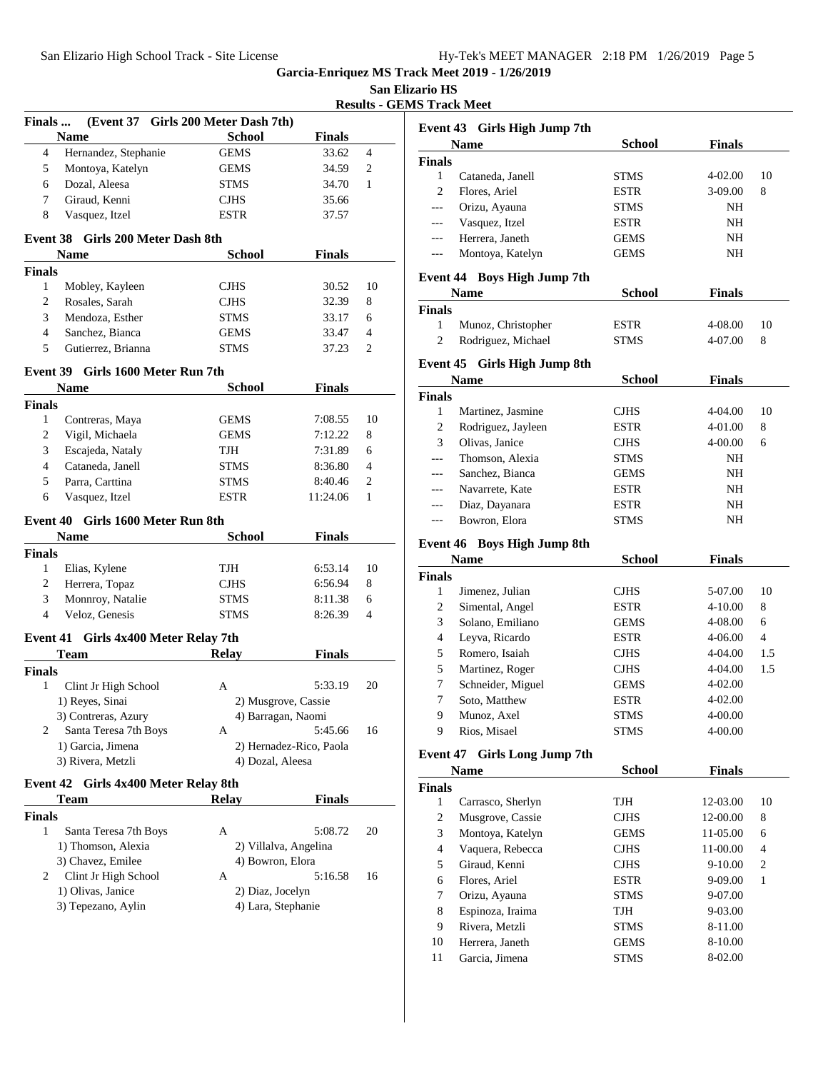Garcia-Enriquez MS Track Meet 2019 - 1/26/2019

San Elizario HS

Results - GEMS Track Meet

### Finals ... (Event 37 Girls 200 Meter Dash 7th)

| | Name | School | Finals | |
|---|---|---|---|---|
| 4 | Hernandez, Stephanie | GEMS | 33.62 | 4 |
| 5 | Montoya, Katelyn | GEMS | 34.59 | 2 |
| 6 | Dozal, Aleesa | STMS | 34.70 | 1 |
| 7 | Giraud, Kenni | CJHS | 35.66 | |
| 8 | Vasquez, Itzel | ESTR | 37.57 | |

### Event 38 Girls 200 Meter Dash 8th

| | Name | School | Finals | |
|---|---|---|---|---|
| **Finals** | | | | |
| 1 | Mobley, Kayleen | CJHS | 30.52 | 10 |
| 2 | Rosales, Sarah | CJHS | 32.39 | 8 |
| 3 | Mendoza, Esther | STMS | 33.17 | 6 |
| 4 | Sanchez, Bianca | GEMS | 33.47 | 4 |
| 5 | Gutierrez, Brianna | STMS | 37.23 | 2 |

### Event 39 Girls 1600 Meter Run 7th

| | Name | School | Finals | |
|---|---|---|---|---|
| **Finals** | | | | |
| 1 | Contreras, Maya | GEMS | 7:08.55 | 10 |
| 2 | Vigil, Michaela | GEMS | 7:12.22 | 8 |
| 3 | Escajeda, Nataly | TJH | 7:31.89 | 6 |
| 4 | Cataneda, Janell | STMS | 8:36.80 | 4 |
| 5 | Parra, Carttina | STMS | 8:40.46 | 2 |
| 6 | Vasquez, Itzel | ESTR | 11:24.06 | 1 |

### Event 40 Girls 1600 Meter Run 8th

| | Name | School | Finals | |
|---|---|---|---|---|
| **Finals** | | | | |
| 1 | Elias, Kylene | TJH | 6:53.14 | 10 |
| 2 | Herrera, Topaz | CJHS | 6:56.94 | 8 |
| 3 | Monnroy, Natalie | STMS | 8:11.38 | 6 |
| 4 | Veloz, Genesis | STMS | 8:26.39 | 4 |

### Event 41 Girls 4x400 Meter Relay 7th

| | Team | Relay | Finals | |
|---|---|---|---|---|
| **Finals** | | | | |
| 1 | Clint Jr High School | A | 5:33.19 | 20 |
| | 1) Reyes, Sinai | 2) Musgrove, Cassie | | |
| | 3) Contreras, Azury | 4) Barragan, Naomi | | |
| 2 | Santa Teresa 7th Boys | A | 5:45.66 | 16 |
| | 1) Garcia, Jimena | 2) Hernadez-Rico, Paola | | |
| | 3) Rivera, Metzli | 4) Dozal, Aleesa | | |

### Event 42 Girls 4x400 Meter Relay 8th

| | Team | Relay | Finals | |
|---|---|---|---|---|
| **Finals** | | | | |
| 1 | Santa Teresa 7th Boys | A | 5:08.72 | 20 |
| | 1) Thomson, Alexia | 2) Villalva, Angelina | | |
| | 3) Chavez, Emilee | 4) Bowron, Elora | | |
| 2 | Clint Jr High School | A | 5:16.58 | 16 |
| | 1) Olivas, Janice | 2) Diaz, Jocelyn | | |
| | 3) Tepezano, Aylin | 4) Lara, Stephanie | | |

### Event 43 Girls High Jump 7th

| | Name | School | Finals | |
|---|---|---|---|---|
| **Finals** | | | | |
| 1 | Cataneda, Janell | STMS | 4-02.00 | 10 |
| 2 | Flores, Ariel | ESTR | 3-09.00 | 8 |
| --- | Orizu, Ayauna | STMS | NH | |
| --- | Vasquez, Itzel | ESTR | NH | |
| --- | Herrera, Janeth | GEMS | NH | |
| --- | Montoya, Katelyn | GEMS | NH | |

### Event 44 Boys High Jump 7th

| | Name | School | Finals | |
|---|---|---|---|---|
| **Finals** | | | | |
| 1 | Munoz, Christopher | ESTR | 4-08.00 | 10 |
| 2 | Rodriguez, Michael | STMS | 4-07.00 | 8 |

### Event 45 Girls High Jump 8th

| | Name | School | Finals | |
|---|---|---|---|---|
| **Finals** | | | | |
| 1 | Martinez, Jasmine | CJHS | 4-04.00 | 10 |
| 2 | Rodriguez, Jayleen | ESTR | 4-01.00 | 8 |
| 3 | Olivas, Janice | CJHS | 4-00.00 | 6 |
| --- | Thomson, Alexia | STMS | NH | |
| --- | Sanchez, Bianca | GEMS | NH | |
| --- | Navarrete, Kate | ESTR | NH | |
| --- | Diaz, Dayanara | ESTR | NH | |
| --- | Bowron, Elora | STMS | NH | |

### Event 46 Boys High Jump 8th

| | Name | School | Finals | |
|---|---|---|---|---|
| **Finals** | | | | |
| 1 | Jimenez, Julian | CJHS | 5-07.00 | 10 |
| 2 | Simental, Angel | ESTR | 4-10.00 | 8 |
| 3 | Solano, Emiliano | GEMS | 4-08.00 | 6 |
| 4 | Leyva, Ricardo | ESTR | 4-06.00 | 4 |
| 5 | Romero, Isaiah | CJHS | 4-04.00 | 1.5 |
| 5 | Martinez, Roger | CJHS | 4-04.00 | 1.5 |
| 7 | Schneider, Miguel | GEMS | 4-02.00 | |
| 7 | Soto, Matthew | ESTR | 4-02.00 | |
| 9 | Munoz, Axel | STMS | 4-00.00 | |
| 9 | Rios, Misael | STMS | 4-00.00 | |

### Event 47 Girls Long Jump 7th

| | Name | School | Finals | |
|---|---|---|---|---|
| **Finals** | | | | |
| 1 | Carrasco, Sherlyn | TJH | 12-03.00 | 10 |
| 2 | Musgrove, Cassie | CJHS | 12-00.00 | 8 |
| 3 | Montoya, Katelyn | GEMS | 11-05.00 | 6 |
| 4 | Vaquera, Rebecca | CJHS | 11-00.00 | 4 |
| 5 | Giraud, Kenni | CJHS | 9-10.00 | 2 |
| 6 | Flores, Ariel | ESTR | 9-09.00 | 1 |
| 7 | Orizu, Ayauna | STMS | 9-07.00 | |
| 8 | Espinoza, Iraima | TJH | 9-03.00 | |
| 9 | Rivera, Metzli | STMS | 8-11.00 | |
| 10 | Herrera, Janeth | GEMS | 8-10.00 | |
| 11 | Garcia, Jimena | STMS | 8-02.00 | |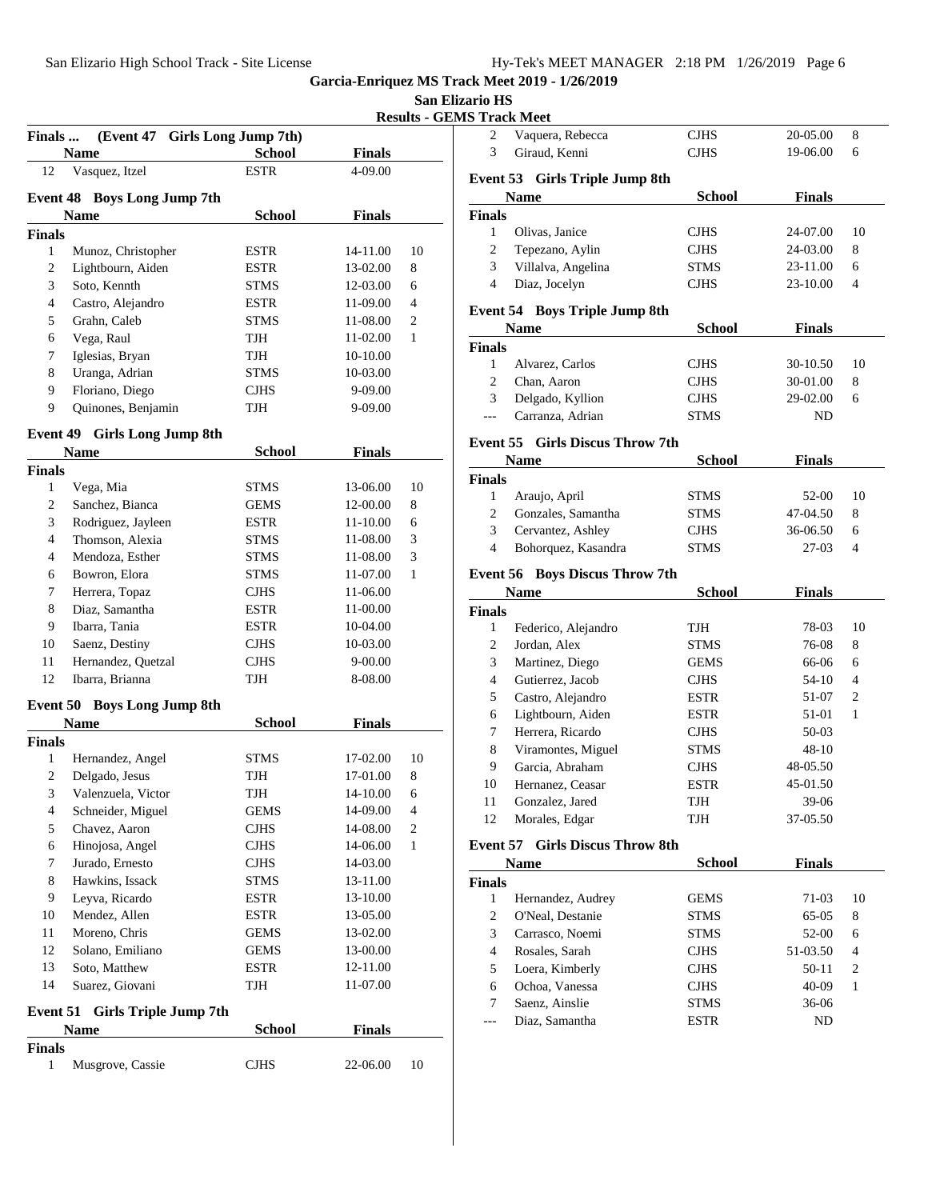**Garcia-Enriquez MS Track Meet 2019 - 1/26/2019**

**San Elizario HS**

**Results - GEMS Track Meet**

### Finals ... (Event 47 Girls Long Jump 7th)

| | Name | School | Finals | |
|---|---|---|---|---|
| 12 | Vasquez, Itzel | ESTR | 4-09.00 | |

### Event 48 Boys Long Jump 7th

| | Name | School | Finals | |
|---|---|---|---|---|
| **Finals** | | | | |
| 1 | Munoz, Christopher | ESTR | 14-11.00 | 10 |
| 2 | Lightbourn, Aiden | ESTR | 13-02.00 | 8 |
| 3 | Soto, Kennth | STMS | 12-03.00 | 6 |
| 4 | Castro, Alejandro | ESTR | 11-09.00 | 4 |
| 5 | Grahn, Caleb | STMS | 11-08.00 | 2 |
| 6 | Vega, Raul | TJH | 11-02.00 | 1 |
| 7 | Iglesias, Bryan | TJH | 10-10.00 | |
| 8 | Uranga, Adrian | STMS | 10-03.00 | |
| 9 | Floriano, Diego | CJHS | 9-09.00 | |
| 9 | Quinones, Benjamin | TJH | 9-09.00 | |

### Event 49 Girls Long Jump 8th

| | Name | School | Finals | |
|---|---|---|---|---|
| **Finals** | | | | |
| 1 | Vega, Mia | STMS | 13-06.00 | 10 |
| 2 | Sanchez, Bianca | GEMS | 12-00.00 | 8 |
| 3 | Rodriguez, Jayleen | ESTR | 11-10.00 | 6 |
| 4 | Thomson, Alexia | STMS | 11-08.00 | 3 |
| 4 | Mendoza, Esther | STMS | 11-08.00 | 3 |
| 6 | Bowron, Elora | STMS | 11-07.00 | 1 |
| 7 | Herrera, Topaz | CJHS | 11-06.00 | |
| 8 | Diaz, Samantha | ESTR | 11-00.00 | |
| 9 | Ibarra, Tania | ESTR | 10-04.00 | |
| 10 | Saenz, Destiny | CJHS | 10-03.00 | |
| 11 | Hernandez, Quetzal | CJHS | 9-00.00 | |
| 12 | Ibarra, Brianna | TJH | 8-08.00 | |

### Event 50 Boys Long Jump 8th

| | Name | School | Finals | |
|---|---|---|---|---|
| **Finals** | | | | |
| 1 | Hernandez, Angel | STMS | 17-02.00 | 10 |
| 2 | Delgado, Jesus | TJH | 17-01.00 | 8 |
| 3 | Valenzuela, Victor | TJH | 14-10.00 | 6 |
| 4 | Schneider, Miguel | GEMS | 14-09.00 | 4 |
| 5 | Chavez, Aaron | CJHS | 14-08.00 | 2 |
| 6 | Hinojosa, Angel | CJHS | 14-06.00 | 1 |
| 7 | Jurado, Ernesto | CJHS | 14-03.00 | |
| 8 | Hawkins, Issack | STMS | 13-11.00 | |
| 9 | Leyva, Ricardo | ESTR | 13-10.00 | |
| 10 | Mendez, Allen | ESTR | 13-05.00 | |
| 11 | Moreno, Chris | GEMS | 13-02.00 | |
| 12 | Solano, Emiliano | GEMS | 13-00.00 | |
| 13 | Soto, Matthew | ESTR | 12-11.00 | |
| 14 | Suarez, Giovani | TJH | 11-07.00 | |

### Event 51 Girls Triple Jump 7th

| | Name | School | Finals | |
|---|---|---|---|---|
| **Finals** | | | | |
| 1 | Musgrove, Cassie | CJHS | 22-06.00 | 10 |
| 2 | Vaquera, Rebecca | CJHS | 20-05.00 | 8 |
| 3 | Giraud, Kenni | CJHS | 19-06.00 | 6 |

### Event 53 Girls Triple Jump 8th

| | Name | School | Finals | |
|---|---|---|---|---|
| **Finals** | | | | |
| 1 | Olivas, Janice | CJHS | 24-07.00 | 10 |
| 2 | Tepezano, Aylin | CJHS | 24-03.00 | 8 |
| 3 | Villalva, Angelina | STMS | 23-11.00 | 6 |
| 4 | Diaz, Jocelyn | CJHS | 23-10.00 | 4 |

### Event 54 Boys Triple Jump 8th

| | Name | School | Finals | |
|---|---|---|---|---|
| **Finals** | | | | |
| 1 | Alvarez, Carlos | CJHS | 30-10.50 | 10 |
| 2 | Chan, Aaron | CJHS | 30-01.00 | 8 |
| 3 | Delgado, Kyllion | CJHS | 29-02.00 | 6 |
| --- | Carranza, Adrian | STMS | ND | |

### Event 55 Girls Discus Throw 7th

| | Name | School | Finals | |
|---|---|---|---|---|
| **Finals** | | | | |
| 1 | Araujo, April | STMS | 52-00 | 10 |
| 2 | Gonzales, Samantha | STMS | 47-04.50 | 8 |
| 3 | Cervantez, Ashley | CJHS | 36-06.50 | 6 |
| 4 | Bohorquez, Kasandra | STMS | 27-03 | 4 |

### Event 56 Boys Discus Throw 7th

| | Name | School | Finals | |
|---|---|---|---|---|
| **Finals** | | | | |
| 1 | Federico, Alejandro | TJH | 78-03 | 10 |
| 2 | Jordan, Alex | STMS | 76-08 | 8 |
| 3 | Martinez, Diego | GEMS | 66-06 | 6 |
| 4 | Gutierrez, Jacob | CJHS | 54-10 | 4 |
| 5 | Castro, Alejandro | ESTR | 51-07 | 2 |
| 6 | Lightbourn, Aiden | ESTR | 51-01 | 1 |
| 7 | Herrera, Ricardo | CJHS | 50-03 | |
| 8 | Viramontes, Miguel | STMS | 48-10 | |
| 9 | Garcia, Abraham | CJHS | 48-05.50 | |
| 10 | Hernanez, Ceasar | ESTR | 45-01.50 | |
| 11 | Gonzalez, Jared | TJH | 39-06 | |
| 12 | Morales, Edgar | TJH | 37-05.50 | |

### Event 57 Girls Discus Throw 8th

| | Name | School | Finals | |
|---|---|---|---|---|
| **Finals** | | | | |
| 1 | Hernandez, Audrey | GEMS | 71-03 | 10 |
| 2 | O'Neal, Destanie | STMS | 65-05 | 8 |
| 3 | Carrasco, Noemi | STMS | 52-00 | 6 |
| 4 | Rosales, Sarah | CJHS | 51-03.50 | 4 |
| 5 | Loera, Kimberly | CJHS | 50-11 | 2 |
| 6 | Ochoa, Vanessa | CJHS | 40-09 | 1 |
| 7 | Saenz, Ainslie | STMS | 36-06 | |
| --- | Diaz, Samantha | ESTR | ND | |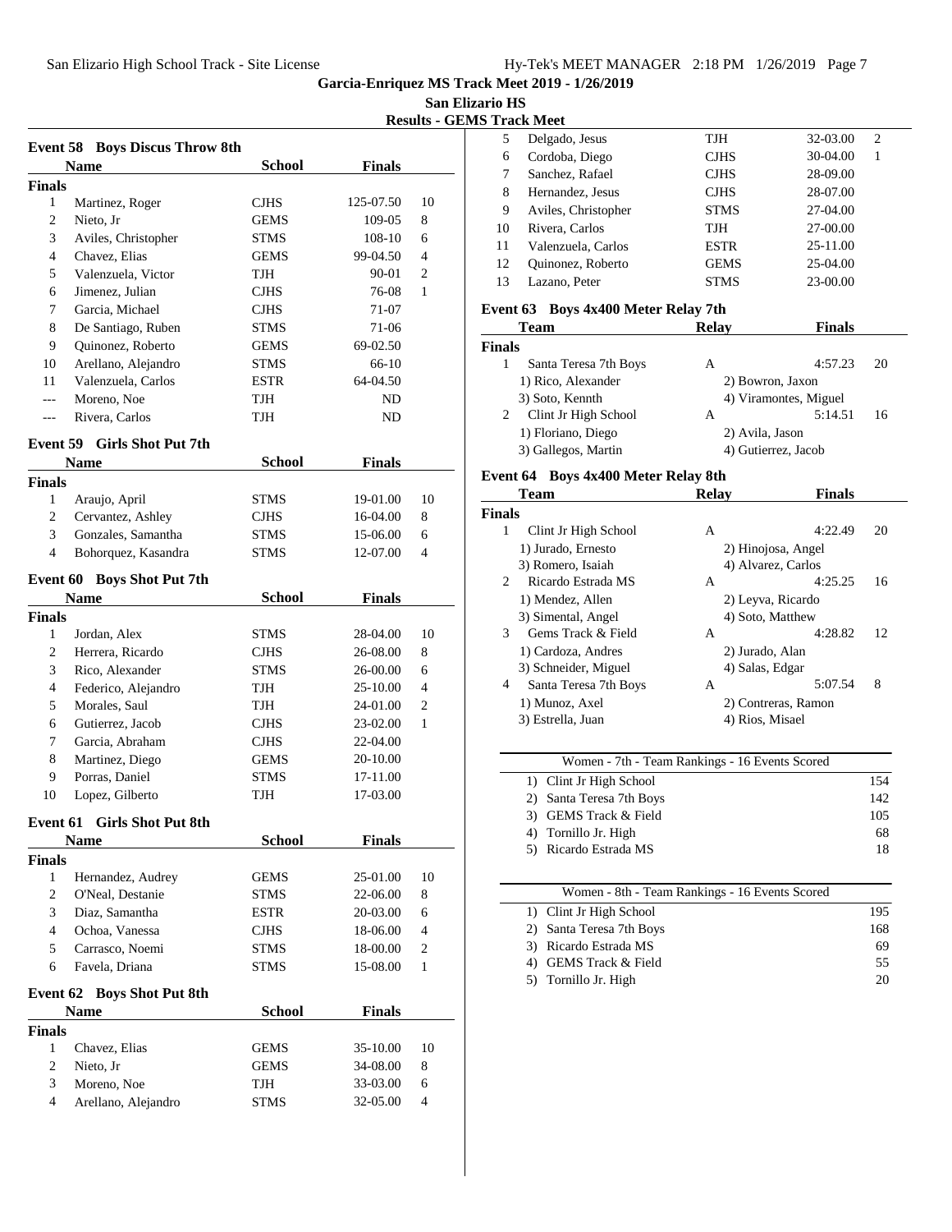**Garcia-Enriquez MS Track Meet 2019 - 1/26/2019**

**San Elizario HS**

**Results - GEMS Track Meet**

### Event 58 Boys Discus Throw 8th

| | Name | School | Finals | |
|---|---|---|---|---|
| **Finals** | | | | |
| 1 | Martinez, Roger | CJHS | 125-07.50 | 10 |
| 2 | Nieto, Jr | GEMS | 109-05 | 8 |
| 3 | Aviles, Christopher | STMS | 108-10 | 6 |
| 4 | Chavez, Elias | GEMS | 99-04.50 | 4 |
| 5 | Valenzuela, Victor | TJH | 90-01 | 2 |
| 6 | Jimenez, Julian | CJHS | 76-08 | 1 |
| 7 | Garcia, Michael | CJHS | 71-07 | |
| 8 | De Santiago, Ruben | STMS | 71-06 | |
| 9 | Quinonez, Roberto | GEMS | 69-02.50 | |
| 10 | Arellano, Alejandro | STMS | 66-10 | |
| 11 | Valenzuela, Carlos | ESTR | 64-04.50 | |
| --- | Moreno, Noe | TJH | ND | |
| --- | Rivera, Carlos | TJH | ND | |

### Event 59 Girls Shot Put 7th

| | Name | School | Finals | |
|---|---|---|---|---|
| **Finals** | | | | |
| 1 | Araujo, April | STMS | 19-01.00 | 10 |
| 2 | Cervantez, Ashley | CJHS | 16-04.00 | 8 |
| 3 | Gonzales, Samantha | STMS | 15-06.00 | 6 |
| 4 | Bohorquez, Kasandra | STMS | 12-07.00 | 4 |

### Event 60 Boys Shot Put 7th

| | Name | School | Finals | |
|---|---|---|---|---|
| **Finals** | | | | |
| 1 | Jordan, Alex | STMS | 28-04.00 | 10 |
| 2 | Herrera, Ricardo | CJHS | 26-08.00 | 8 |
| 3 | Rico, Alexander | STMS | 26-00.00 | 6 |
| 4 | Federico, Alejandro | TJH | 25-10.00 | 4 |
| 5 | Morales, Saul | TJH | 24-01.00 | 2 |
| 6 | Gutierrez, Jacob | CJHS | 23-02.00 | 1 |
| 7 | Garcia, Abraham | CJHS | 22-04.00 | |
| 8 | Martinez, Diego | GEMS | 20-10.00 | |
| 9 | Porras, Daniel | STMS | 17-11.00 | |
| 10 | Lopez, Gilberto | TJH | 17-03.00 | |

### Event 61 Girls Shot Put 8th

| | Name | School | Finals | |
|---|---|---|---|---|
| **Finals** | | | | |
| 1 | Hernandez, Audrey | GEMS | 25-01.00 | 10 |
| 2 | O'Neal, Destanie | STMS | 22-06.00 | 8 |
| 3 | Diaz, Samantha | ESTR | 20-03.00 | 6 |
| 4 | Ochoa, Vanessa | CJHS | 18-06.00 | 4 |
| 5 | Carrasco, Noemi | STMS | 18-00.00 | 2 |
| 6 | Favela, Driana | STMS | 15-08.00 | 1 |

### Event 62 Boys Shot Put 8th

| | Name | School | Finals | |
|---|---|---|---|---|
| **Finals** | | | | |
| 1 | Chavez, Elias | GEMS | 35-10.00 | 10 |
| 2 | Nieto, Jr | GEMS | 34-08.00 | 8 |
| 3 | Moreno, Noe | TJH | 33-03.00 | 6 |
| 4 | Arellano, Alejandro | STMS | 32-05.00 | 4 |
| 5 | Delgado, Jesus | TJH | 32-03.00 | 2 |
| 6 | Cordoba, Diego | CJHS | 30-04.00 | 1 |
| 7 | Sanchez, Rafael | CJHS | 28-09.00 | |
| 8 | Hernandez, Jesus | CJHS | 28-07.00 | |
| 9 | Aviles, Christopher | STMS | 27-04.00 | |
| 10 | Rivera, Carlos | TJH | 27-00.00 | |
| 11 | Valenzuela, Carlos | ESTR | 25-11.00 | |
| 12 | Quinonez, Roberto | GEMS | 25-04.00 | |
| 13 | Lazano, Peter | STMS | 23-00.00 | |

### Event 63 Boys 4x400 Meter Relay 7th

| | Team | Relay | Finals | |
|---|---|---|---|---|
| **Finals** | | | | |
| 1 | Santa Teresa 7th Boys | A | 4:57.23 | 20 |
| | 1) Rico, Alexander | 2) Bowron, Jaxon | | |
| | 3) Soto, Kennth | 4) Viramontes, Miguel | | |
| 2 | Clint Jr High School | A | 5:14.51 | 16 |
| | 1) Floriano, Diego | 2) Avila, Jason | | |
| | 3) Gallegos, Martin | 4) Gutierrez, Jacob | | |

### Event 64 Boys 4x400 Meter Relay 8th

| | Team | Relay | Finals | |
|---|---|---|---|---|
| **Finals** | | | | |
| 1 | Clint Jr High School | A | 4:22.49 | 20 |
| | 1) Jurado, Ernesto | 2) Hinojosa, Angel | | |
| | 3) Romero, Isaiah | 4) Alvarez, Carlos | | |
| 2 | Ricardo Estrada MS | A | 4:25.25 | 16 |
| | 1) Mendez, Allen | 2) Leyva, Ricardo | | |
| | 3) Simental, Angel | 4) Soto, Matthew | | |
| 3 | Gems Track & Field | A | 4:28.82 | 12 |
| | 1) Cardoza, Andres | 2) Jurado, Alan | | |
| | 3) Schneider, Miguel | 4) Salas, Edgar | | |
| 4 | Santa Teresa 7th Boys | A | 5:07.54 | 8 |
| | 1) Munoz, Axel | 2) Contreras, Ramon | | |
| | 3) Estrella, Juan | 4) Rios, Misael | | |

| Women - 7th - Team Rankings - 16 Events Scored | |
|---|---|
| 1) Clint Jr High School | 154 |
| 2) Santa Teresa 7th Boys | 142 |
| 3) GEMS Track & Field | 105 |
| 4) Tornillo Jr. High | 68 |
| 5) Ricardo Estrada MS | 18 |

| Women - 8th - Team Rankings - 16 Events Scored | |
|---|---|
| 1) Clint Jr High School | 195 |
| 2) Santa Teresa 7th Boys | 168 |
| 3) Ricardo Estrada MS | 69 |
| 4) GEMS Track & Field | 55 |
| 5) Tornillo Jr. High | 20 |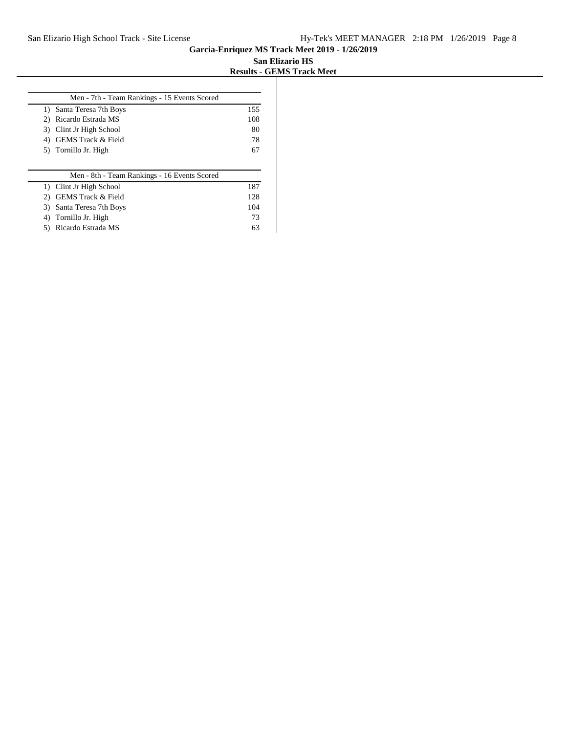**Garcia-Enriquez MS Track Meet 2019 - 1/26/2019**

**San Elizario HS**

**Results - GEMS Track Meet**

| Men - 7th - Team Rankings - 15 Events Scored | |
|---|---|
| 1) Santa Teresa 7th Boys | 155 |
| 2) Ricardo Estrada MS | 108 |
| 3) Clint Jr High School | 80 |
| 4) GEMS Track & Field | 78 |
| 5) Tornillo Jr. High | 67 |

| Men - 8th - Team Rankings - 16 Events Scored | |
|---|---|
| 1) Clint Jr High School | 187 |
| 2) GEMS Track & Field | 128 |
| 3) Santa Teresa 7th Boys | 104 |
| 4) Tornillo Jr. High | 73 |
| 5) Ricardo Estrada MS | 63 |